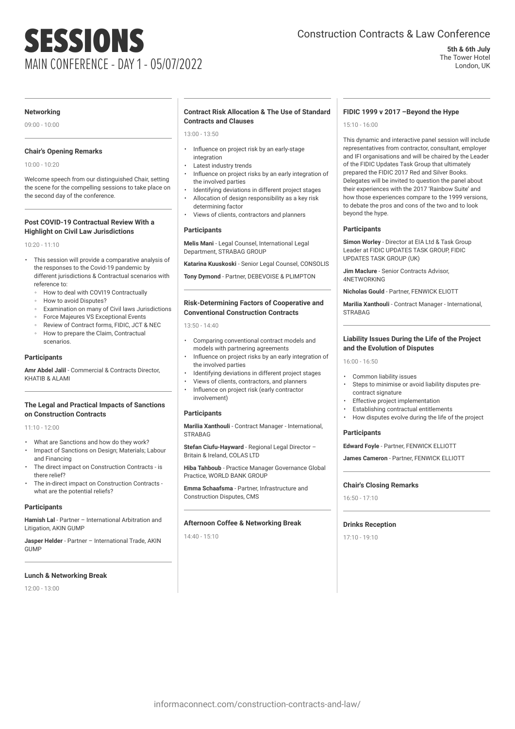# SESSIONS

## MAIN CONFERENCE - DAY 1 - 05/07/2022

Construction Contracts & Law Conference

**5th & 6th July**
The Tower Hotel
London, UK

### Networking

09:00 - 10:00

### Chair's Opening Remarks

10:00 - 10:20

Welcome speech from our distinguished Chair, setting the scene for the compelling sessions to take place on the second day of the conference.

### Post COVID-19 Contractual Review With a Highlight on Civil Law Jurisdictions

10:20 - 11:10

- This session will provide a comparative analysis of the responses to the Covid-19 pandemic by different jurisdictions & Contractual scenarios with reference to:
    - How to deal with COVI19 Contractually
    - How to avoid Disputes?
    - Examination on many of Civil laws Jurisdictions
    - Force Majeures VS Exceptional Events
    - Review of Contract forms, FIDIC, JCT & NEC
    - How to prepare the Claim, Contractual scenarios.

**Participants**

**Amr Abdel Jalil** - Commercial & Contracts Director, KHATIB & ALAMI

### The Legal and Practical Impacts of Sanctions on Construction Contracts

11:10 - 12:00

- What are Sanctions and how do they work?
- Impact of Sanctions on Design; Materials; Labour and Financing
- The direct impact on Construction Contracts - is there relief?
- The in-direct impact on Construction Contracts - what are the potential reliefs?

**Participants**

**Hamish Lal** - Partner – International Arbitration and Litigation, AKIN GUMP

**Jasper Helder** - Partner – International Trade, AKIN GUMP

### Lunch & Networking Break

12:00 - 13:00

### Contract Risk Allocation & The Use of Standard Contracts and Clauses

13:00 - 13:50

- Influence on project risk by an early-stage integration
- Latest industry trends
- Influence on project risks by an early integration of the involved parties
- Identifying deviations in different project stages
- Allocation of design responsibility as a key risk determining factor
- Views of clients, contractors and planners

**Participants**

**Melis Mani** - Legal Counsel, International Legal Department, STRABAG GROUP

**Katarina Kuuskoski** - Senior Legal Counsel, CONSOLIS

**Tony Dymond** - Partner, DEBEVOISE & PLIMPTON

### Risk-Determining Factors of Cooperative and Conventional Construction Contracts

13:50 - 14:40

- Comparing conventional contract models and models with partnering agreements
- Influence on project risks by an early integration of the involved parties
- Identifying deviations in different project stages
- Views of clients, contractors, and planners
- Influence on project risk (early contractor involvement)

**Participants**

**Marilia Xanthouli** - Contract Manager - International, STRABAG

**Stefan Ciufu-Hayward** - Regional Legal Director – Britain & Ireland, COLAS LTD

**Hiba Tahboub** - Practice Manager Governance Global Practice, WORLD BANK GROUP

**Emma Schaafsma** - Partner, Infrastructure and Construction Disputes, CMS

### Afternoon Coffee & Networking Break

14:40 - 15:10

### FIDIC 1999 v 2017 –Beyond the Hype

15:10 - 16:00

This dynamic and interactive panel session will include representatives from contractor, consultant, employer and IFI organisations and will be chaired by the Leader of the FIDIC Updates Task Group that ultimately prepared the FIDIC 2017 Red and Silver Books. Delegates will be invited to question the panel about their experiences with the 2017 'Rainbow Suite' and how those experiences compare to the 1999 versions, to debate the pros and cons of the two and to look beyond the hype.

**Participants**

**Simon Worley** - Director at EIA Ltd & Task Group Leader at FIDIC UPDATES TASK GROUP, FIDIC UPDATES TASK GROUP (UK)

**Jim Maclure** - Senior Contracts Advisor, 4NETWORKING

**Nicholas Gould** - Partner, FENWICK ELIOTT

**Marilia Xanthouli** - Contract Manager - International, STRABAG

### Liability Issues During the Life of the Project and the Evolution of Disputes

16:00 - 16:50

- Common liability issues
- Steps to minimise or avoid liability disputes pre-contract signature
- Effective project implementation
- Establishing contractual entitlements
- How disputes evolve during the life of the project

**Participants**

**Edward Foyle** - Partner, FENWICK ELLIOTT

**James Cameron** - Partner, FENWICK ELLIOTT

### Chair's Closing Remarks

16:50 - 17:10

### Drinks Reception

17:10 - 19:10

informaconnect.com/construction-contracts-and-law/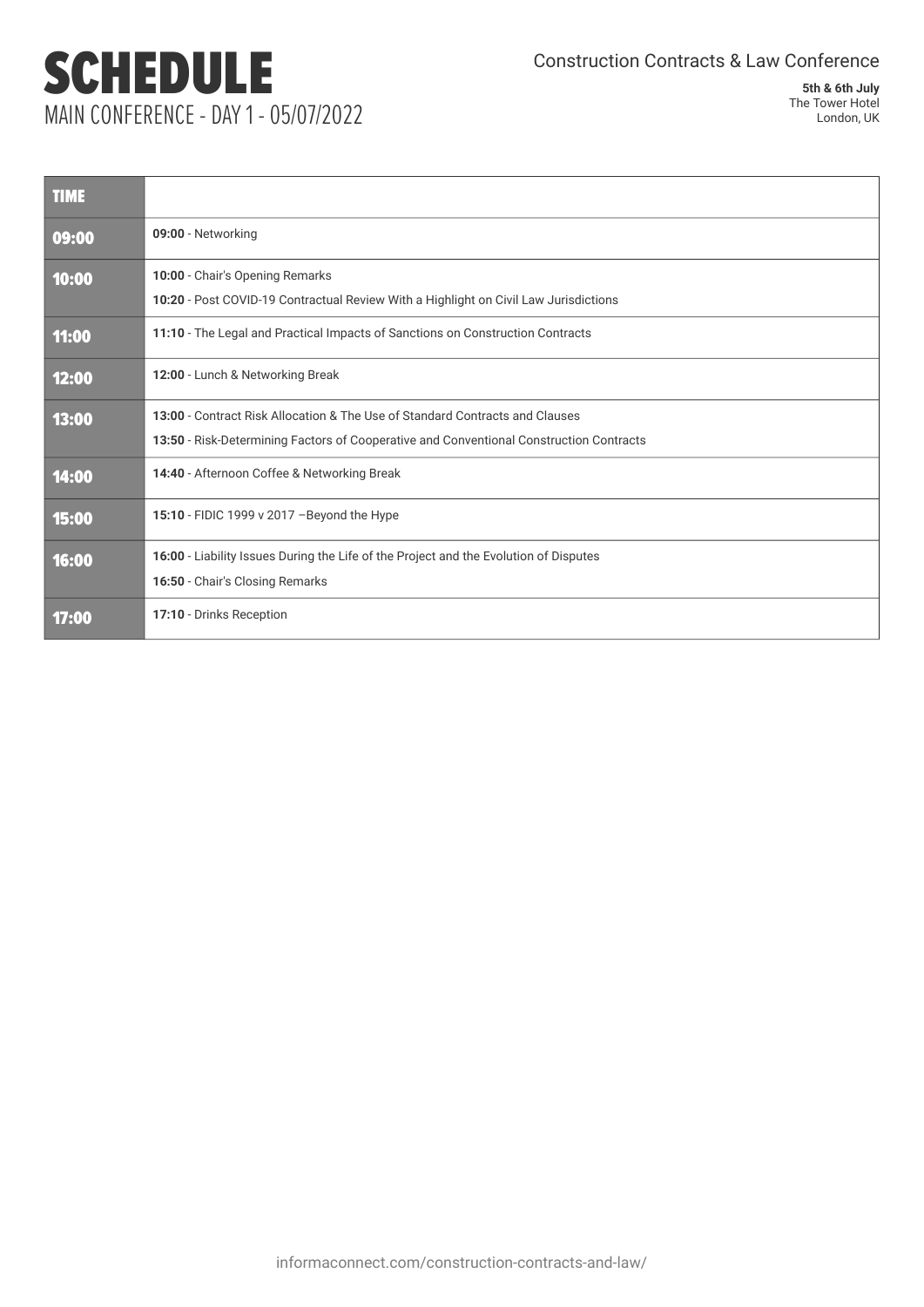# SCHEDULE

## MAIN CONFERENCE - DAY 1 - 05/07/2022

Construction Contracts & Law Conference

**5th & 6th July**
The Tower Hotel
London, UK

| TIME | |
|---|---|
| **09:00** | **09:00** - Networking |
| **10:00** | **10:00** - Chair's Opening Remarks<br>**10:20** - Post COVID-19 Contractual Review With a Highlight on Civil Law Jurisdictions |
| **11:00** | **11:10** - The Legal and Practical Impacts of Sanctions on Construction Contracts |
| **12:00** | **12:00** - Lunch & Networking Break |
| **13:00** | **13:00** - Contract Risk Allocation & The Use of Standard Contracts and Clauses<br>**13:50** - Risk-Determining Factors of Cooperative and Conventional Construction Contracts |
| **14:00** | **14:40** - Afternoon Coffee & Networking Break |
| **15:00** | **15:10** - FIDIC 1999 v 2017 –Beyond the Hype |
| **16:00** | **16:00** - Liability Issues During the Life of the Project and the Evolution of Disputes<br>**16:50** - Chair's Closing Remarks |
| **17:00** | **17:10** - Drinks Reception |

informaconnect.com/construction-contracts-and-law/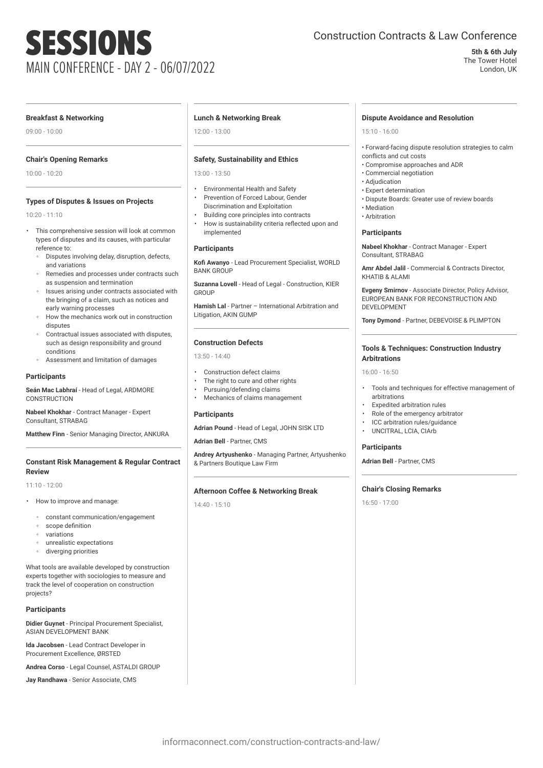# SESSIONS

## MAIN CONFERENCE - DAY 2 - 06/07/2022

Construction Contracts & Law Conference

**5th & 6th July**
The Tower Hotel
London, UK

### Breakfast & Networking

09:00 - 10:00

### Chair's Opening Remarks

10:00 - 10:20

### Types of Disputes & Issues on Projects

10:20 - 11:10

- This comprehensive session will look at common types of disputes and its causes, with particular reference to:
  - Disputes involving delay, disruption, defects, and variations
  - Remedies and processes under contracts such as suspension and termination
  - Issues arising under contracts associated with the bringing of a claim, such as notices and early warning processes
  - How the mechanics work out in construction disputes
  - Contractual issues associated with disputes, such as design responsibility and ground conditions
  - Assessment and limitation of damages

**Participants**

**Seán Mac Labhraí** - Head of Legal, ARDMORE CONSTRUCTION

**Nabeel Khokhar** - Contract Manager - Expert Consultant, STRABAG

**Matthew Finn** - Senior Managing Director, ANKURA

### Constant Risk Management & Regular Contract Review

11:10 - 12:00

- How to improve and manage:
  - constant communication/engagement
  - scope definition
  - variations
  - unrealistic expectations
  - diverging priorities

What tools are available developed by construction experts together with sociologies to measure and track the level of cooperation on construction projects?

**Participants**

**Didier Guynet** - Principal Procurement Specialist, ASIAN DEVELOPMENT BANK

**Ida Jacobsen** - Lead Contract Developer in Procurement Excellence, ØRSTED

**Andrea Corso** - Legal Counsel, ASTALDI GROUP

**Jay Randhawa** - Senior Associate, CMS

### Lunch & Networking Break

12:00 - 13:00

### Safety, Sustainability and Ethics

13:00 - 13:50

- Environmental Health and Safety
- Prevention of Forced Labour, Gender Discrimination and Exploitation
- Building core principles into contracts
- How is sustainability criteria reflected upon and implemented

**Participants**

**Kofi Awanyo** - Lead Procurement Specialist, WORLD BANK GROUP

**Suzanna Lovell** - Head of Legal - Construction, KIER GROUP

**Hamish Lal** - Partner – International Arbitration and Litigation, AKIN GUMP

### Construction Defects

13:50 - 14:40

- Construction defect claims
- The right to cure and other rights
- Pursuing/defending claims
- Mechanics of claims management

**Participants**

**Adrian Pound** - Head of Legal, JOHN SISK LTD

**Adrian Bell** - Partner, CMS

**Andrey Artyushenko** - Managing Partner, Artyushenko & Partners Boutique Law Firm

### Afternoon Coffee & Networking Break

14:40 - 15:10

### Dispute Avoidance and Resolution

15:10 - 16:00

- Forward-facing dispute resolution strategies to calm conflicts and cut costs
- Compromise approaches and ADR
- Commercial negotiation
- Adjudication
- Expert determination
- Dispute Boards: Greater use of review boards
- Mediation
- Arbitration

**Participants**

**Nabeel Khokhar** - Contract Manager - Expert Consultant, STRABAG

**Amr Abdel Jalil** - Commercial & Contracts Director, KHATIB & ALAMI

**Evgeny Smirnov** - Associate Director, Policy Advisor, EUROPEAN BANK FOR RECONSTRUCTION AND DEVELOPMENT

**Tony Dymond** - Partner, DEBEVOISE & PLIMPTON

### Tools & Techniques: Construction Industry Arbitrations

16:00 - 16:50

- Tools and techniques for effective management of arbitrations
- Expedited arbitration rules
- Role of the emergency arbitrator
- ICC arbitration rules/guidance
- UNCITRAL, LCIA, CIArb

**Participants**

**Adrian Bell** - Partner, CMS

### Chair's Closing Remarks

16:50 - 17:00

informaconnect.com/construction-contracts-and-law/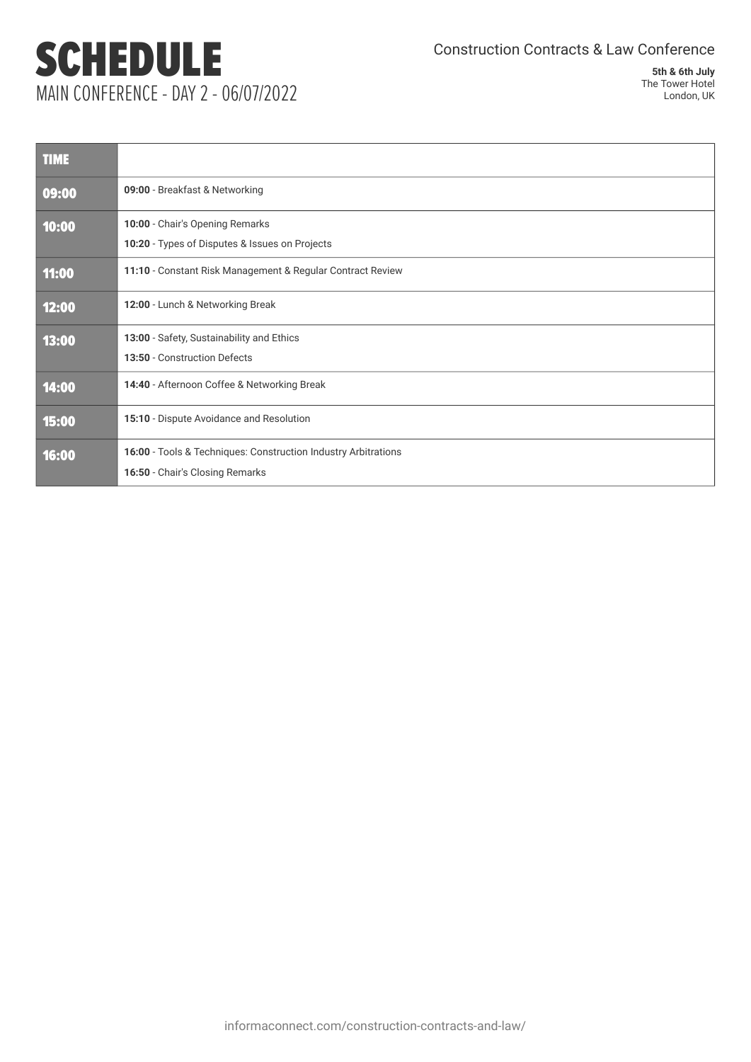# SCHEDULE

MAIN CONFERENCE - DAY 2 - 06/07/2022

Construction Contracts & Law Conference

**5th & 6th July**
The Tower Hotel
London, UK

| TIME | |
|---|---|
| 09:00 | **09:00** - Breakfast & Networking |
| 10:00 | **10:00** - Chair's Opening Remarks<br>**10:20** - Types of Disputes & Issues on Projects |
| 11:00 | **11:10** - Constant Risk Management & Regular Contract Review |
| 12:00 | **12:00** - Lunch & Networking Break |
| 13:00 | **13:00** - Safety, Sustainability and Ethics<br>**13:50** - Construction Defects |
| 14:00 | **14:40** - Afternoon Coffee & Networking Break |
| 15:00 | **15:10** - Dispute Avoidance and Resolution |
| 16:00 | **16:00** - Tools & Techniques: Construction Industry Arbitrations<br>**16:50** - Chair's Closing Remarks |

informaconnect.com/construction-contracts-and-law/